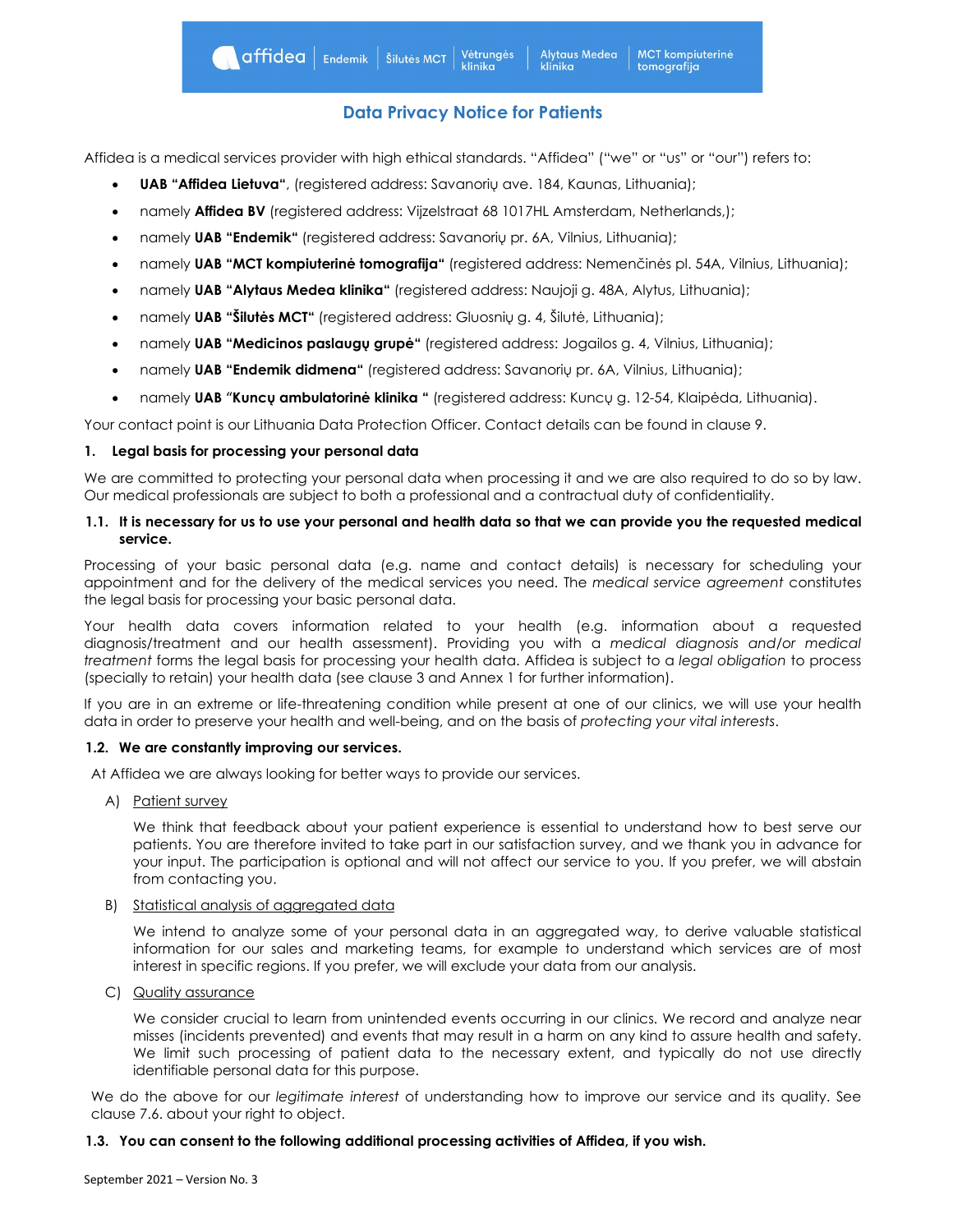# Data Privacy Notice for Patients

Affidea is a medical services provider with high ethical standards. "Affidea" ("we" or "us" or "our") refers to:

- **UAB "Affidea Lietuva"**, (registered address: Savanorių ave. 184, Kaunas, Lithuania);
- namely **Affidea BV** (registered address: Vijzelstraat 68 1017HL Amsterdam, Netherlands,);
- namely **UAB "Endemik"** (registered address: Savanorių pr. 6A, Vilnius, Lithuania);
- namely **UAB "MCT kompiuterinė tomografija"** (registered address: Nemenčinės pl. 54A, Vilnius, Lithuania);
- namely **UAB "Alytaus Medea klinika"** (registered address: Naujoji g. 48A, Alytus, Lithuania);
- namely **UAB "Šilutės MCT"** (registered address: Gluosnių g. 4, Šilutė, Lithuania);
- namely **UAB "Medicinos paslaugų grupė"** (registered address: Jogailos g. 4, Vilnius, Lithuania);
- namely **UAB "Endemik didmena"** (registered address: Savanorių pr. 6A, Vilnius, Lithuania);
- namely **UAB "Kuncų ambulatorinė klinika "** (registered address: Kuncų g. 12-54, Klaipėda, Lithuania).

Your contact point is our Lithuania Data Protection Officer. Contact details can be found in clause 9.

## 1. Legal basis for processing your personal data

We are committed to protecting your personal data when processing it and we are also required to do so by law. Our medical professionals are subject to both a professional and a contractual duty of confidentiality.

### 1.1. It is necessary for us to use your personal and health data so that we can provide you the requested medical service.

Processing of your basic personal data (e.g. name and contact details) is necessary for scheduling your appointment and for the delivery of the medical services you need. The *medical service agreement* constitutes the legal basis for processing your basic personal data.

Your health data covers information related to your health (e.g. information about a requested diagnosis/treatment and our health assessment). Providing you with a *medical diagnosis and/or medical treatment* forms the legal basis for processing your health data. Affidea is subject to a *legal obligation* to process (specially to retain) your health data (see clause 3 and Annex 1 for further information).

If you are in an extreme or life-threatening condition while present at one of our clinics, we will use your health data in order to preserve your health and well-being, and on the basis of *protecting your vital interests*.

### 1.2. We are constantly improving our services.

At Affidea we are always looking for better ways to provide our services.

A) Patient survey

We think that feedback about your patient experience is essential to understand how to best serve our patients. You are therefore invited to take part in our satisfaction survey, and we thank you in advance for your input. The participation is optional and will not affect our service to you. If you prefer, we will abstain from contacting you.

B) Statistical analysis of aggregated data

We intend to analyze some of your personal data in an aggregated way, to derive valuable statistical information for our sales and marketing teams, for example to understand which services are of most interest in specific regions. If you prefer, we will exclude your data from our analysis.

C) Quality assurance

We consider crucial to learn from unintended events occurring in our clinics. We record and analyze near misses (incidents prevented) and events that may result in a harm on any kind to assure health and safety. We limit such processing of patient data to the necessary extent, and typically do not use directly identifiable personal data for this purpose.

We do the above for our *legitimate interest* of understanding how to improve our service and its quality. See clause 7.6. about your right to object.

### 1.3. You can consent to the following additional processing activities of Affidea, if you wish.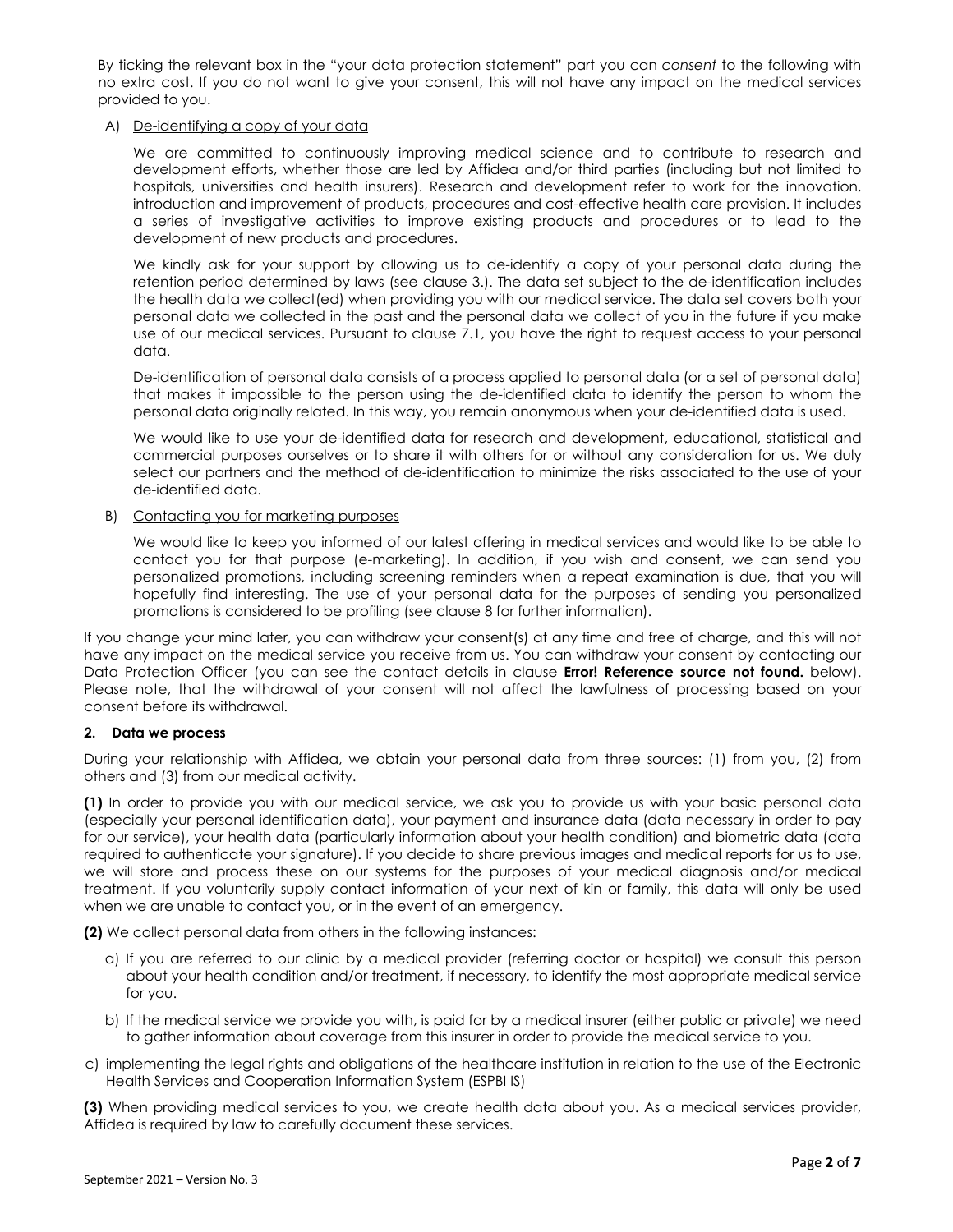By ticking the relevant box in the "your data protection statement" part you can *consent* to the following with no extra cost. If you do not want to give your consent, this will not have any impact on the medical services provided to you.

A) De-identifying a copy of your data

We are committed to continuously improving medical science and to contribute to research and development efforts, whether those are led by Affidea and/or third parties (including but not limited to hospitals, universities and health insurers). Research and development refer to work for the innovation, introduction and improvement of products, procedures and cost-effective health care provision. It includes a series of investigative activities to improve existing products and procedures or to lead to the development of new products and procedures.

We kindly ask for your support by allowing us to de-identify a copy of your personal data during the retention period determined by laws (see clause 3.). The data set subject to the de-identification includes the health data we collect(ed) when providing you with our medical service. The data set covers both your personal data we collected in the past and the personal data we collect of you in the future if you make use of our medical services. Pursuant to clause 7.1, you have the right to request access to your personal data.

De-identification of personal data consists of a process applied to personal data (or a set of personal data) that makes it impossible to the person using the de-identified data to identify the person to whom the personal data originally related. In this way, you remain anonymous when your de-identified data is used.

We would like to use your de-identified data for research and development, educational, statistical and commercial purposes ourselves or to share it with others for or without any consideration for us. We duly select our partners and the method of de-identification to minimize the risks associated to the use of your de-identified data.

B) Contacting you for marketing purposes

We would like to keep you informed of our latest offering in medical services and would like to be able to contact you for that purpose (e-marketing). In addition, if you wish and consent, we can send you personalized promotions, including screening reminders when a repeat examination is due, that you will hopefully find interesting. The use of your personal data for the purposes of sending you personalized promotions is considered to be profiling (see clause 8 for further information).

If you change your mind later, you can withdraw your consent(s) at any time and free of charge, and this will not have any impact on the medical service you receive from us. You can withdraw your consent by contacting our Data Protection Officer (you can see the contact details in clause **Error! Reference source not found.** below). Please note, that the withdrawal of your consent will not affect the lawfulness of processing based on your consent before its withdrawal.

## 2. Data we process

During your relationship with Affidea, we obtain your personal data from three sources: (1) from you, (2) from others and (3) from our medical activity.

**(1)** In order to provide you with our medical service, we ask you to provide us with your basic personal data (especially your personal identification data), your payment and insurance data (data necessary in order to pay for our service), your health data (particularly information about your health condition) and biometric data (data required to authenticate your signature). If you decide to share previous images and medical reports for us to use, we will store and process these on our systems for the purposes of your medical diagnosis and/or medical treatment. If you voluntarily supply contact information of your next of kin or family, this data will only be used when we are unable to contact you, or in the event of an emergency.

**(2)** We collect personal data from others in the following instances:

a) If you are referred to our clinic by a medical provider (referring doctor or hospital) we consult this person about your health condition and/or treatment, if necessary, to identify the most appropriate medical service for you.

b) If the medical service we provide you with, is paid for by a medical insurer (either public or private) we need to gather information about coverage from this insurer in order to provide the medical service to you.

c) implementing the legal rights and obligations of the healthcare institution in relation to the use of the Electronic Health Services and Cooperation Information System (ESPBI IS)

**(3)** When providing medical services to you, we create health data about you. As a medical services provider, Affidea is required by law to carefully document these services.

September 2021 – Version No. 3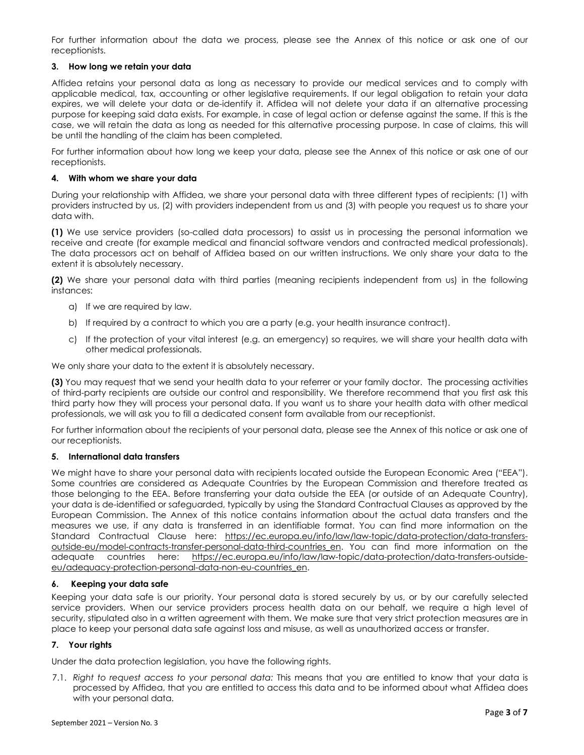For further information about the data we process, please see the Annex of this notice or ask one of our receptionists.

### 3. How long we retain your data

Affidea retains your personal data as long as necessary to provide our medical services and to comply with applicable medical, tax, accounting or other legislative requirements. If our legal obligation to retain your data expires, we will delete your data or de-identify it. Affidea will not delete your data if an alternative processing purpose for keeping said data exists. For example, in case of legal action or defense against the same. If this is the case, we will retain the data as long as needed for this alternative processing purpose. In case of claims, this will be until the handling of the claim has been completed.

For further information about how long we keep your data, please see the Annex of this notice or ask one of our receptionists.

### 4. With whom we share your data

During your relationship with Affidea, we share your personal data with three different types of recipients: (1) with providers instructed by us, (2) with providers independent from us and (3) with people you request us to share your data with.

**(1)** We use service providers (so-called data processors) to assist us in processing the personal information we receive and create (for example medical and financial software vendors and contracted medical professionals). The data processors act on behalf of Affidea based on our written instructions. We only share your data to the extent it is absolutely necessary.

**(2)** We share your personal data with third parties (meaning recipients independent from us) in the following instances:

a) If we are required by law.

b) If required by a contract to which you are a party (e.g. your health insurance contract).

c) If the protection of your vital interest (e.g. an emergency) so requires, we will share your health data with other medical professionals.

We only share your data to the extent it is absolutely necessary.

**(3)** You may request that we send your health data to your referrer or your family doctor. The processing activities of third-party recipients are outside our control and responsibility. We therefore recommend that you first ask this third party how they will process your personal data. If you want us to share your health data with other medical professionals, we will ask you to fill a dedicated consent form available from our receptionist.

For further information about the recipients of your personal data, please see the Annex of this notice or ask one of our receptionists.

### 5. International data transfers

We might have to share your personal data with recipients located outside the European Economic Area ("EEA"). Some countries are considered as Adequate Countries by the European Commission and therefore treated as those belonging to the EEA. Before transferring your data outside the EEA (or outside of an Adequate Country), your data is de-identified or safeguarded, typically by using the Standard Contractual Clauses as approved by the European Commission. The Annex of this notice contains information about the actual data transfers and the measures we use, if any data is transferred in an identifiable format. You can find more information on the Standard Contractual Clause here: https://ec.europa.eu/info/law/law-topic/data-protection/data-transfers-outside-eu/model-contracts-transfer-personal-data-third-countries_en. You can find more information on the adequate countries here: https://ec.europa.eu/info/law/law-topic/data-protection/data-transfers-outside-eu/adequacy-protection-personal-data-non-eu-countries_en.

### 6. Keeping your data safe

Keeping your data safe is our priority. Your personal data is stored securely by us, or by our carefully selected service providers. When our service providers process health data on our behalf, we require a high level of security, stipulated also in a written agreement with them. We make sure that very strict protection measures are in place to keep your personal data safe against loss and misuse, as well as unauthorized access or transfer.

### 7. Your rights

Under the data protection legislation, you have the following rights.

7.1. *Right to request access to your personal data:* This means that you are entitled to know that your data is processed by Affidea, that you are entitled to access this data and to be informed about what Affidea does with your personal data.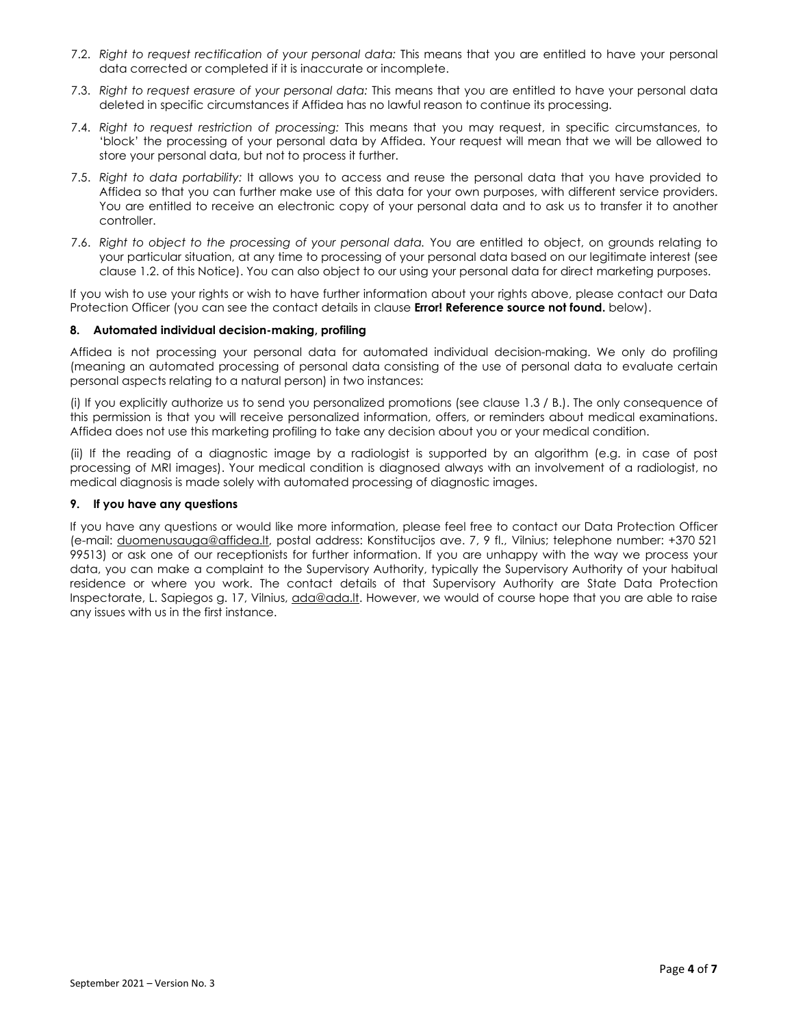7.2. *Right to request rectification of your personal data:* This means that you are entitled to have your personal data corrected or completed if it is inaccurate or incomplete.

7.3. *Right to request erasure of your personal data:* This means that you are entitled to have your personal data deleted in specific circumstances if Affidea has no lawful reason to continue its processing.

7.4. *Right to request restriction of processing:* This means that you may request, in specific circumstances, to 'block' the processing of your personal data by Affidea. Your request will mean that we will be allowed to store your personal data, but not to process it further.

7.5. *Right to data portability:* It allows you to access and reuse the personal data that you have provided to Affidea so that you can further make use of this data for your own purposes, with different service providers. You are entitled to receive an electronic copy of your personal data and to ask us to transfer it to another controller.

7.6. *Right to object to the processing of your personal data.* You are entitled to object, on grounds relating to your particular situation, at any time to processing of your personal data based on our legitimate interest (see clause 1.2. of this Notice). You can also object to our using your personal data for direct marketing purposes.

If you wish to use your rights or wish to have further information about your rights above, please contact our Data Protection Officer (you can see the contact details in clause **Error! Reference source not found.** below).

**8. Automated individual decision-making, profiling**

Affidea is not processing your personal data for automated individual decision-making. We only do profiling (meaning an automated processing of personal data consisting of the use of personal data to evaluate certain personal aspects relating to a natural person) in two instances:

(i) If you explicitly authorize us to send you personalized promotions (see clause 1.3 / B.). The only consequence of this permission is that you will receive personalized information, offers, or reminders about medical examinations. Affidea does not use this marketing profiling to take any decision about you or your medical condition.

(ii) If the reading of a diagnostic image by a radiologist is supported by an algorithm (e.g. in case of post processing of MRI images). Your medical condition is diagnosed always with an involvement of a radiologist, no medical diagnosis is made solely with automated processing of diagnostic images.

**9. If you have any questions**

If you have any questions or would like more information, please feel free to contact our Data Protection Officer (e-mail: duomenusauga@affidea.lt, postal address: Konstitucijos ave. 7, 9 fl., Vilnius; telephone number: +370 521 99513) or ask one of our receptionists for further information. If you are unhappy with the way we process your data, you can make a complaint to the Supervisory Authority, typically the Supervisory Authority of your habitual residence or where you work. The contact details of that Supervisory Authority are State Data Protection Inspectorate, L. Sapiegos g. 17, Vilnius, ada@ada.lt. However, we would of course hope that you are able to raise any issues with us in the first instance.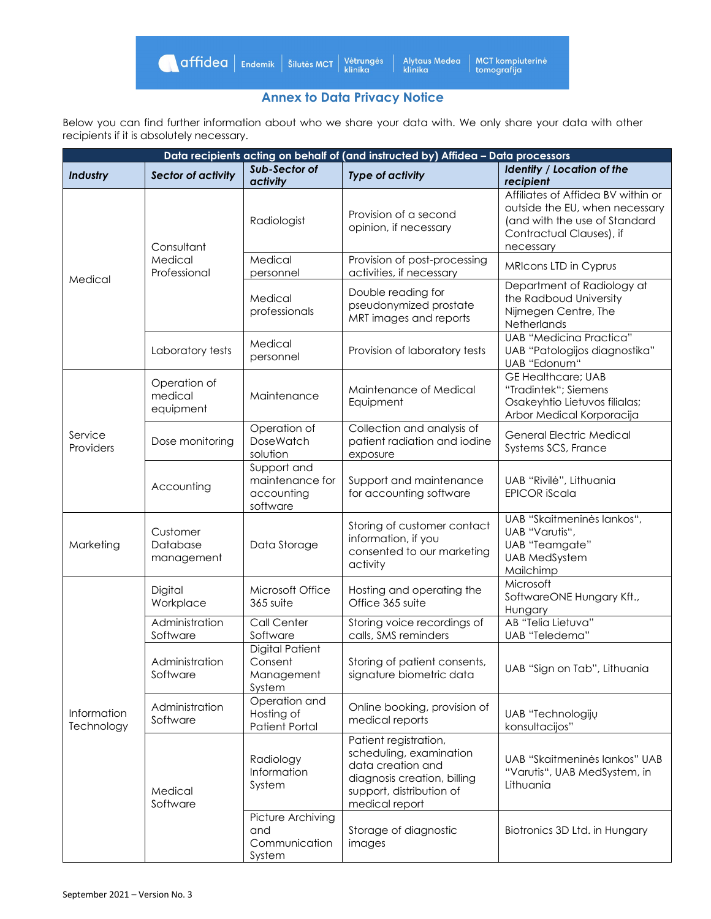## Annex to Data Privacy Notice

Below you can find further information about who we share your data with. We only share your data with other recipients if it is absolutely necessary.

| Data recipients acting on behalf of (and instructed by) Affidea – Data processors | | | | |
|---|---|---|---|---|
| ***Industry*** | ***Sector of activity*** | ***Sub-Sector of activity*** | ***Type of activity*** | ***Identity / Location of the recipient*** |
| Medical | Consultant Medical Professional | Radiologist | Provision of a second opinion, if necessary | Affiliates of Affidea BV within or outside the EU, when necessary (and with the use of Standard Contractual Clauses), if necessary |
| | | Medical personnel | Provision of post-processing activities, if necessary | MRIcons LTD in Cyprus |
| | | Medical professionals | Double reading for pseudonymized prostate MRT images and reports | Department of Radiology at the Radboud University Nijmegen Centre, The Netherlands |
| | Laboratory tests | Medical personnel | Provision of laboratory tests | UAB "Medicina Practica" UAB "Patologijos diagnostika" UAB "Edonum" |
| Service Providers | Operation of medical equipment | Maintenance | Maintenance of Medical Equipment | GE Healthcare; UAB "Tradintek"; Siemens Osakeyhtio Lietuvos filialas; Arbor Medical Korporacija |
| | Dose monitoring | Operation of DoseWatch solution | Collection and analysis of patient radiation and iodine exposure | General Electric Medical Systems SCS, France |
| | Accounting | Support and maintenance for accounting software | Support and maintenance for accounting software | UAB "Rivilė", Lithuania EPICOR iScala |
| Marketing | Customer Database management | Data Storage | Storing of customer contact information, if you consented to our marketing activity | UAB "Skaitmeninės lankos", UAB "Varutis", UAB "Teamgate" UAB MedSystem Mailchimp |
| Information Technology | Digital Workplace | Microsoft Office 365 suite | Hosting and operating the Office 365 suite | Microsoft SoftwareONE Hungary Kft., Hungary |
| | Administration Software | Call Center Software | Storing voice recordings of calls, SMS reminders | AB "Telia Lietuva" UAB "Teledema" |
| | Administration Software | Digital Patient Consent Management System | Storing of patient consents, signature biometric data | UAB "Sign on Tab", Lithuania |
| | Administration Software | Operation and Hosting of Patient Portal | Online booking, provision of medical reports | UAB "Technologijų konsultacijos" |
| | Medical Software | Radiology Information System | Patient registration, scheduling, examination data creation and diagnosis creation, billing support, distribution of medical report | UAB "Skaitmeninės lankos" UAB "Varutis", UAB MedSystem, in Lithuania |
| | | Picture Archiving and Communication System | Storage of diagnostic images | Biotronics 3D Ltd. in Hungary |

September 2021 – Version No. 3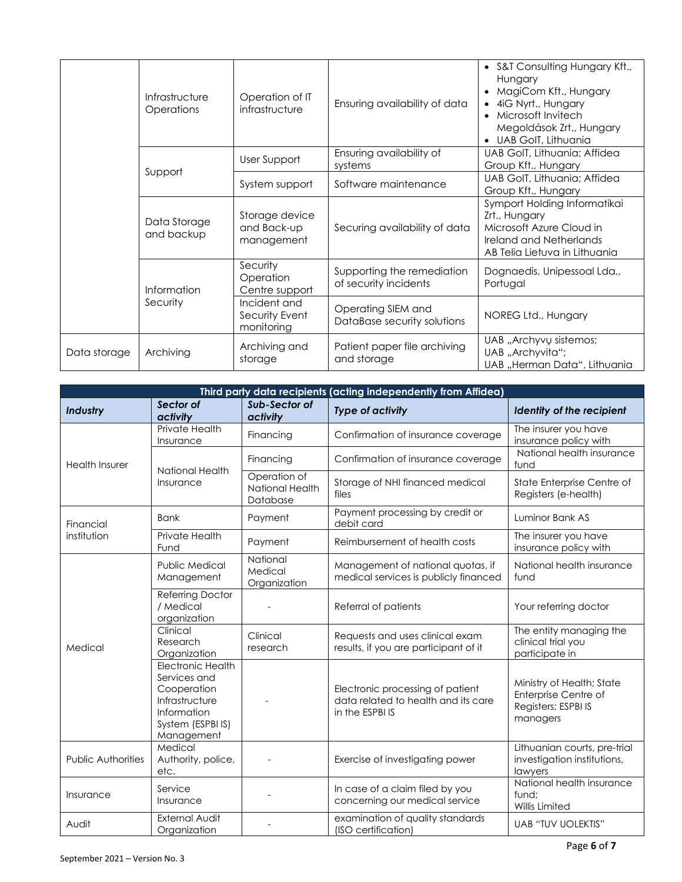| | | | | |
|---|---|---|---|---|
| | Infrastructure Operations | Operation of IT infrastructure | Ensuring availability of data | • S&T Consulting Hungary Kft., Hungary<br>• MagiCom Kft., Hungary<br>• 4iG Nyrt., Hungary<br>• Microsoft Invitech Megoldások Zrt., Hungary<br>• UAB GoIT, Lithuania |
| | Support | User Support | Ensuring availability of systems | UAB GoIT, Lithuania; Affidea Group Kft., Hungary |
| | | System support | Software maintenance | UAB GoIT, Lithuania; Affidea Group Kft., Hungary |
| | Data Storage and backup | Storage device and Back-up management | Securing availability of data | Symport Holding Informatikai Zrt., Hungary<br>Microsoft Azure Cloud in Ireland and Netherlands<br>AB Telia Lietuva in Lithuania |
| | Information Security | Security Operation Centre support | Supporting the remediation of security incidents | Dognaedis, Unipessoal Lda., Portugal |
| | | Incident and Security Event monitoring | Operating SIEM and DataBase security solutions | NOREG Ltd., Hungary |
| Data storage | Archiving | Archiving and storage | Patient paper file archiving and storage | UAB „Archyvų sistemos;<br>UAB „Archyvita";<br>UAB „Herman Data", Lithuania |

| Third party data recipients (acting independently from Affidea) | | | | |
|---|---|---|---|---|
| ***Industry*** | ***Sector of activity*** | ***Sub-Sector of activity*** | ***Type of activity*** | ***Identity of the recipient*** |
| Health Insurer | Private Health Insurance | Financing | Confirmation of insurance coverage | The insurer you have insurance policy with |
| | National Health Insurance | Financing | Confirmation of insurance coverage | National health insurance fund |
| | | Operation of National Health Database | Storage of NHI financed medical files | State Enterprise Centre of Registers (e-health) |
| Financial institution | Bank | Payment | Payment processing by credit or debit card | Luminor Bank AS |
| | Private Health Fund | Payment | Reimbursement of health costs | The insurer you have insurance policy with |
| Medical | Public Medical Management | National Medical Organization | Management of national quotas, if medical services is publicly financed | National health insurance fund |
| | Referring Doctor / Medical organization | - | Referral of patients | Your referring doctor |
| | Clinical Research Organization | Clinical research | Requests and uses clinical exam results, if you are participant of it | The entity managing the clinical trial you participate in |
| | Electronic Health Services and Cooperation Infrastructure Information System (ESPBI IS) Management | - | Electronic processing of patient data related to health and its care in the ESPBI IS | Ministry of Health; State Enterprise Centre of Registers; ESPBI IS managers |
| Public Authorities | Medical Authority, police, etc. | - | Exercise of investigating power | Lithuanian courts, pre-trial investigation institutions, lawyers |
| Insurance | Service Insurance | - | In case of a claim filed by you concerning our medical service | National health insurance fund;<br>Willis Limited |
| Audit | External Audit Organization | - | examination of quality standards (ISO certification) | UAB "TUV UOLEKTIS" |

September 2021 – Version No. 3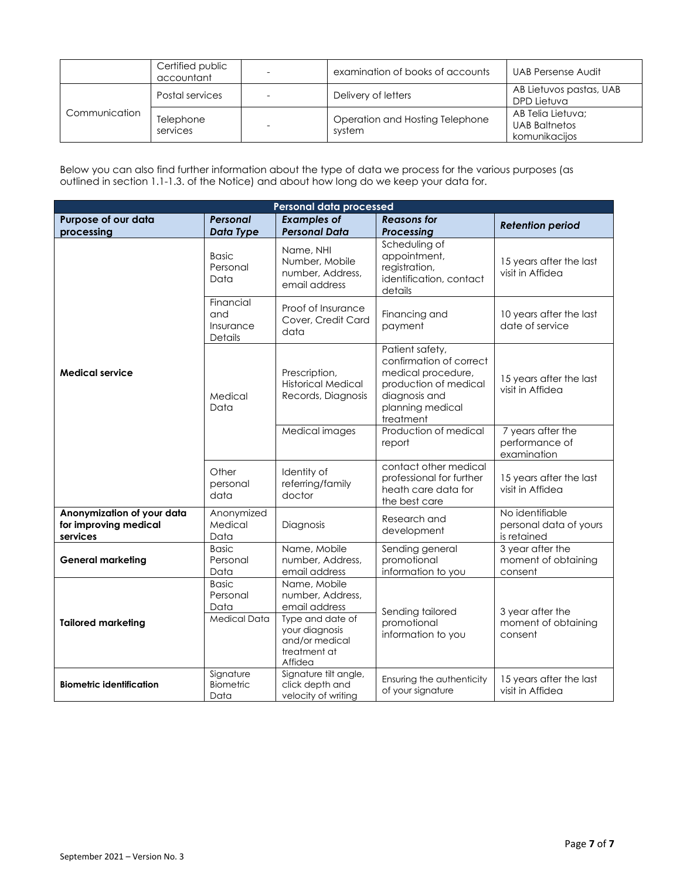| | | | | |
|---|---|---|---|---|
| | Certified public accountant | - | examination of books of accounts | UAB Persense Audit |
| Communication | Postal services | - | Delivery of letters | AB Lietuvos pastas, UAB DPD Lietuva |
| | Telephone services | - | Operation and Hosting Telephone system | AB Telia Lietuva; UAB Baltnetos komunikacijos |

Below you can also find further information about the type of data we process for the various purposes (as outlined in section 1.1-1.3. of the Notice) and about how long do we keep your data for.

| **Personal data processed** | | | | |
|---|---|---|---|---|
| **Purpose of our data processing** | ***Personal Data Type*** | ***Examples of Personal Data*** | ***Reasons for Processing*** | ***Retention period*** |
| **Medical service** | Basic Personal Data | Name, NHI Number, Mobile number, Address, email address | Scheduling of appointment, registration, identification, contact details | 15 years after the last visit in Affidea |
| | Financial and Insurance Details | Proof of Insurance Cover, Credit Card data | Financing and payment | 10 years after the last date of service |
| | Medical Data | Prescription, Historical Medical Records, Diagnosis | Patient safety, confirmation of correct medical procedure, production of medical diagnosis and planning medical treatment | 15 years after the last visit in Affidea |
| | | Medical images | Production of medical report | 7 years after the performance of examination |
| | Other personal data | Identity of referring/family doctor | contact other medical professional for further heath care data for the best care | 15 years after the last visit in Affidea |
| **Anonymization of your data for improving medical services** | Anonymized Medical Data | Diagnosis | Research and development | No identifiable personal data of yours is retained |
| **General marketing** | Basic Personal Data | Name, Mobile number, Address, email address | Sending general promotional information to you | 3 year after the moment of obtaining consent |
| **Tailored marketing** | Basic Personal Data | Name, Mobile number, Address, email address | Sending tailored promotional information to you | 3 year after the moment of obtaining consent |
| | Medical Data | Type and date of your diagnosis and/or medical treatment at Affidea | | |
| **Biometric identification** | Signature Biometric Data | Signature tilt angle, click depth and velocity of writing | Ensuring the authenticity of your signature | 15 years after the last visit in Affidea |

September 2021 – Version No. 3